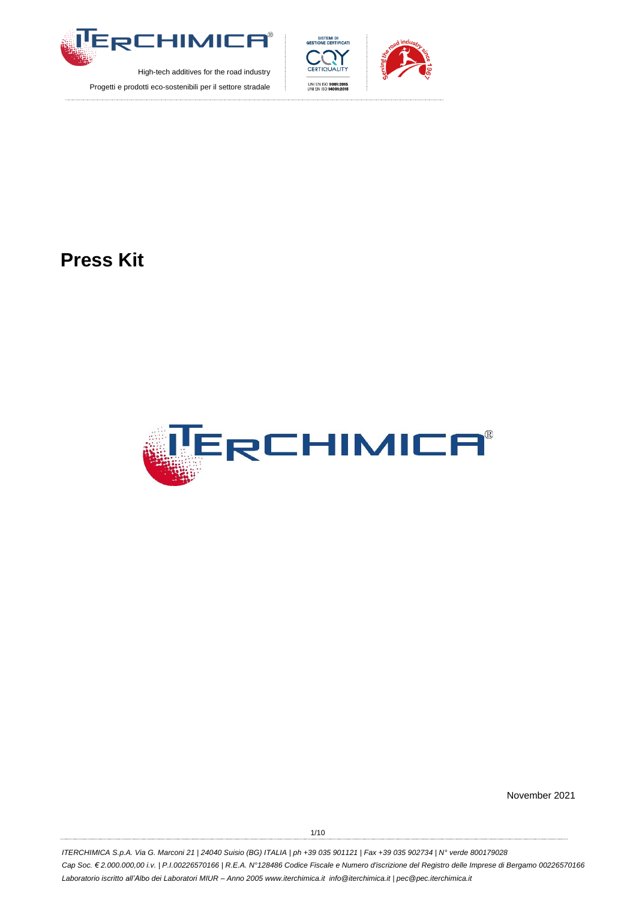# Press Kit

November 2021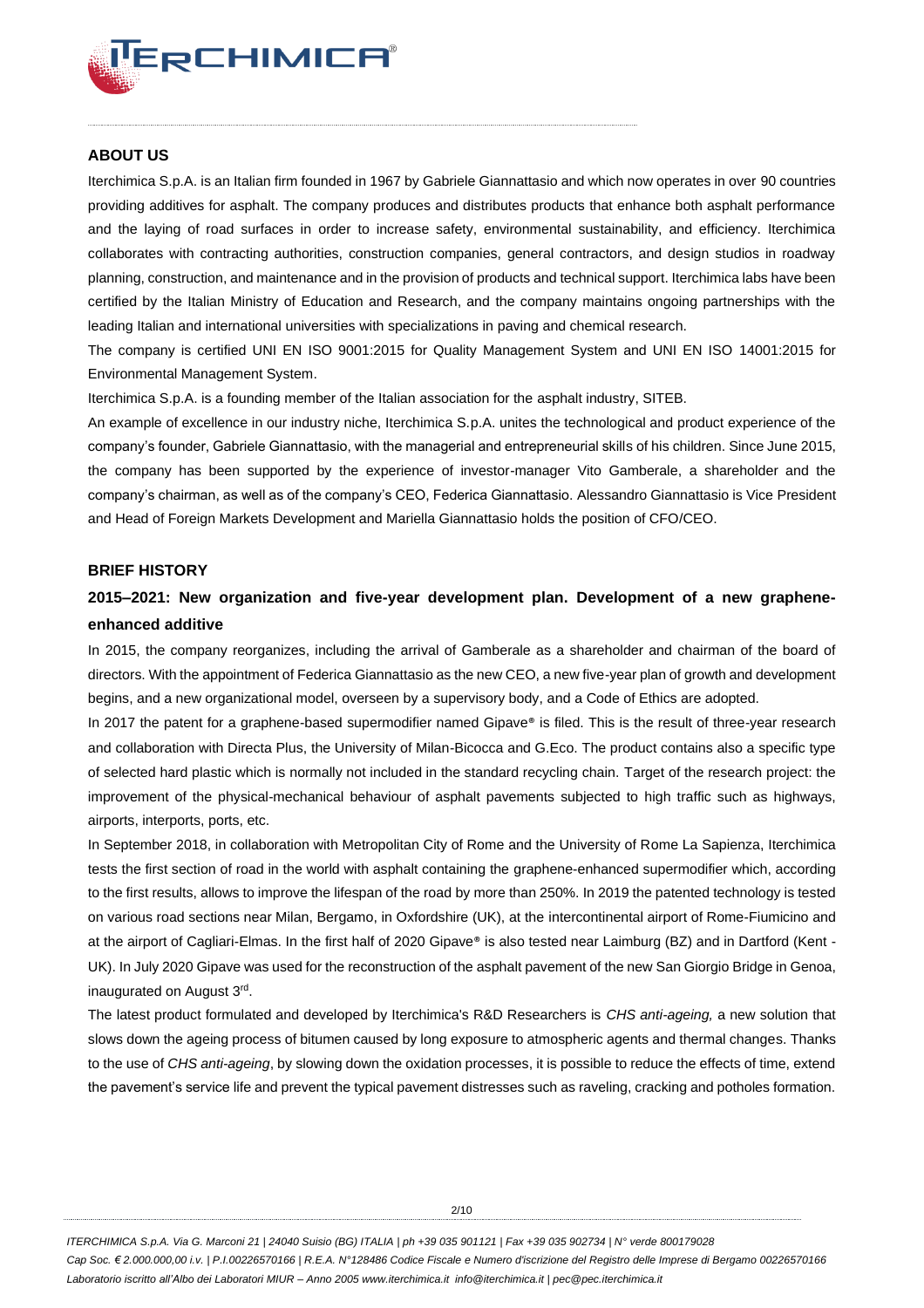## ABOUT US

Iterchimica S.p.A. is an Italian firm founded in 1967 by Gabriele Giannattasio and which now operates in over 90 countries providing additives for asphalt. The company produces and distributes products that enhance both asphalt performance and the laying of road surfaces in order to increase safety, environmental sustainability, and efficiency. Iterchimica collaborates with contracting authorities, construction companies, general contractors, and design studios in roadway planning, construction, and maintenance and in the provision of products and technical support. Iterchimica labs have been certified by the Italian Ministry of Education and Research, and the company maintains ongoing partnerships with the leading Italian and international universities with specializations in paving and chemical research.

The company is certified UNI EN ISO 9001:2015 for Quality Management System and UNI EN ISO 14001:2015 for Environmental Management System.

Iterchimica S.p.A. is a founding member of the Italian association for the asphalt industry, SITEB.

An example of excellence in our industry niche, Iterchimica S.p.A. unites the technological and product experience of the company's founder, Gabriele Giannattasio, with the managerial and entrepreneurial skills of his children. Since June 2015, the company has been supported by the experience of investor-manager Vito Gamberale, a shareholder and the company's chairman, as well as of the company's CEO, Federica Giannattasio. Alessandro Giannattasio is Vice President and Head of Foreign Markets Development and Mariella Giannattasio holds the position of CFO/CEO.

## BRIEF HISTORY

### 2015–2021: New organization and five-year development plan. Development of a new graphene-enhanced additive

In 2015, the company reorganizes, including the arrival of Gamberale as a shareholder and chairman of the board of directors. With the appointment of Federica Giannattasio as the new CEO, a new five-year plan of growth and development begins, and a new organizational model, overseen by a supervisory body, and a Code of Ethics are adopted.

In 2017 the patent for a graphene-based supermodifier named Gipave® is filed. This is the result of three-year research and collaboration with Directa Plus, the University of Milan-Bicocca and G.Eco. The product contains also a specific type of selected hard plastic which is normally not included in the standard recycling chain. Target of the research project: the improvement of the physical-mechanical behaviour of asphalt pavements subjected to high traffic such as highways, airports, interports, ports, etc.

In September 2018, in collaboration with Metropolitan City of Rome and the University of Rome La Sapienza, Iterchimica tests the first section of road in the world with asphalt containing the graphene-enhanced supermodifier which, according to the first results, allows to improve the lifespan of the road by more than 250%. In 2019 the patented technology is tested on various road sections near Milan, Bergamo, in Oxfordshire (UK), at the intercontinental airport of Rome-Fiumicino and at the airport of Cagliari-Elmas. In the first half of 2020 Gipave® is also tested near Laimburg (BZ) and in Dartford (Kent - UK). In July 2020 Gipave was used for the reconstruction of the asphalt pavement of the new San Giorgio Bridge in Genoa, inaugurated on August 3rd.

The latest product formulated and developed by Iterchimica's R&D Researchers is *CHS anti-ageing,* a new solution that slows down the ageing process of bitumen caused by long exposure to atmospheric agents and thermal changes. Thanks to the use of *CHS anti-ageing*, by slowing down the oxidation processes, it is possible to reduce the effects of time, extend the pavement's service life and prevent the typical pavement distresses such as raveling, cracking and potholes formation.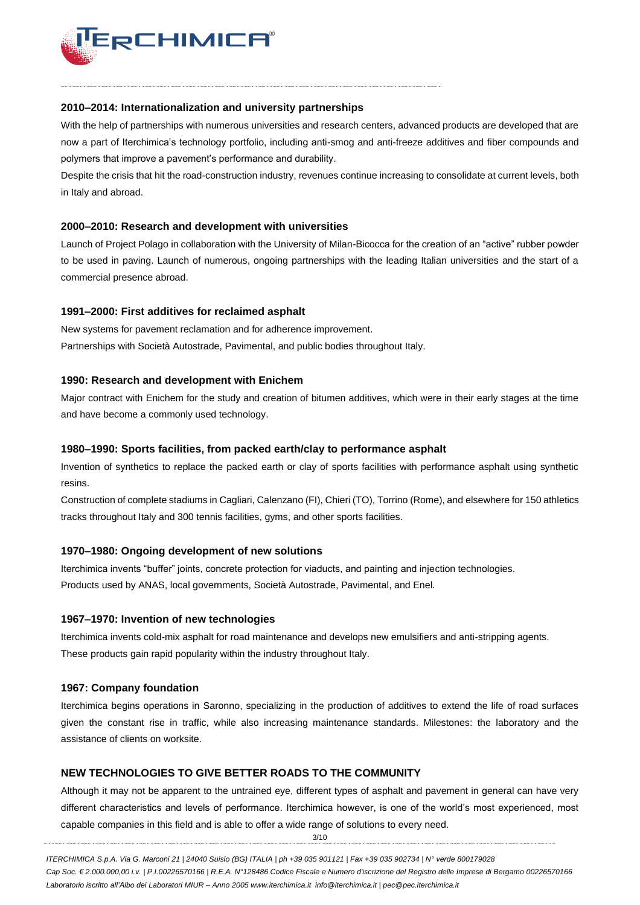### 2010–2014: Internationalization and university partnerships

With the help of partnerships with numerous universities and research centers, advanced products are developed that are now a part of Iterchimica's technology portfolio, including anti-smog and anti-freeze additives and fiber compounds and polymers that improve a pavement's performance and durability.

Despite the crisis that hit the road-construction industry, revenues continue increasing to consolidate at current levels, both in Italy and abroad.

### 2000–2010: Research and development with universities

Launch of Project Polago in collaboration with the University of Milan-Bicocca for the creation of an "active" rubber powder to be used in paving. Launch of numerous, ongoing partnerships with the leading Italian universities and the start of a commercial presence abroad.

### 1991–2000: First additives for reclaimed asphalt

New systems for pavement reclamation and for adherence improvement.

Partnerships with Società Autostrade, Pavimental, and public bodies throughout Italy.

### 1990: Research and development with Enichem

Major contract with Enichem for the study and creation of bitumen additives, which were in their early stages at the time and have become a commonly used technology.

### 1980–1990: Sports facilities, from packed earth/clay to performance asphalt

Invention of synthetics to replace the packed earth or clay of sports facilities with performance asphalt using synthetic resins.

Construction of complete stadiums in Cagliari, Calenzano (FI), Chieri (TO), Torrino (Rome), and elsewhere for 150 athletics tracks throughout Italy and 300 tennis facilities, gyms, and other sports facilities.

### 1970–1980: Ongoing development of new solutions

Iterchimica invents "buffer" joints, concrete protection for viaducts, and painting and injection technologies.

Products used by ANAS, local governments, Società Autostrade, Pavimental, and Enel.

### 1967–1970: Invention of new technologies

Iterchimica invents cold-mix asphalt for road maintenance and develops new emulsifiers and anti-stripping agents.

These products gain rapid popularity within the industry throughout Italy.

### 1967: Company foundation

Iterchimica begins operations in Saronno, specializing in the production of additives to extend the life of road surfaces given the constant rise in traffic, while also increasing maintenance standards. Milestones: the laboratory and the assistance of clients on worksite.

## NEW TECHNOLOGIES TO GIVE BETTER ROADS TO THE COMMUNITY

Although it may not be apparent to the untrained eye, different types of asphalt and pavement in general can have very different characteristics and levels of performance. Iterchimica however, is one of the world's most experienced, most capable companies in this field and is able to offer a wide range of solutions to every need.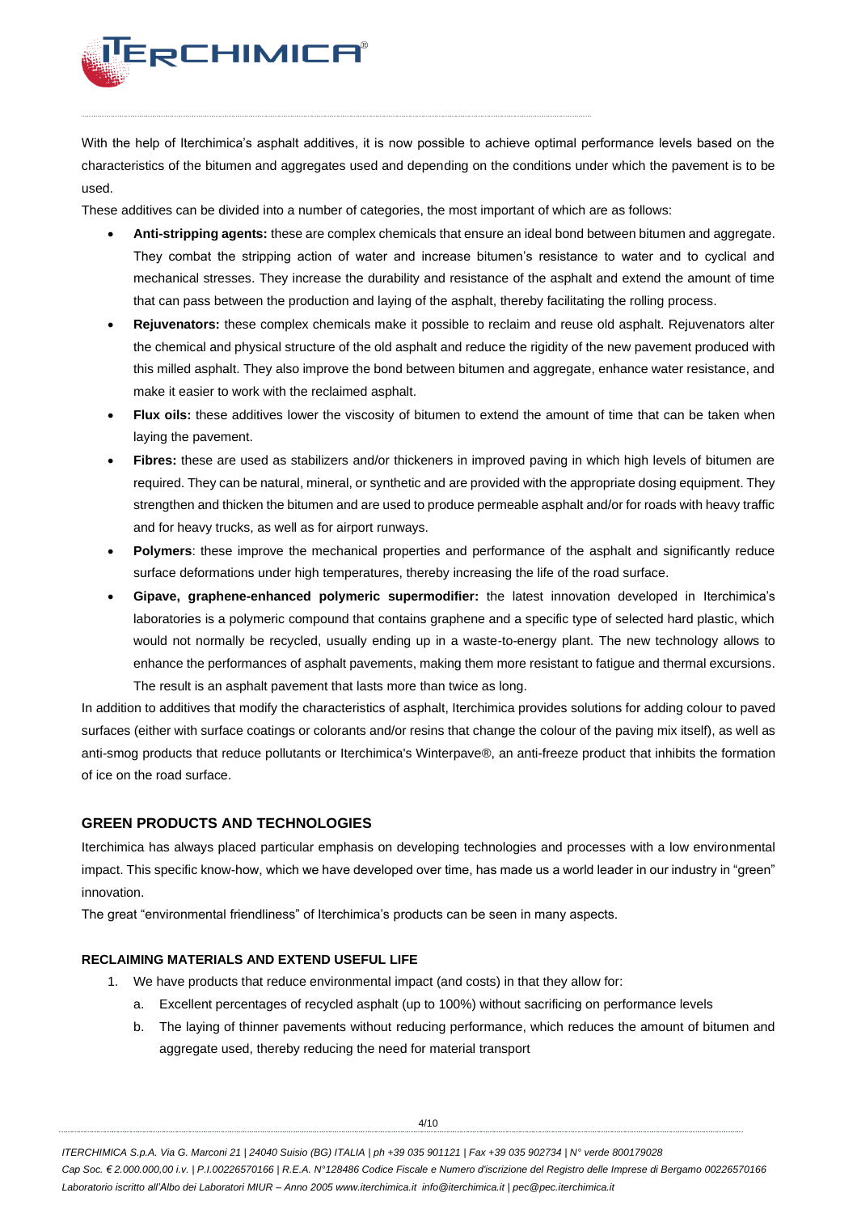With the help of Iterchimica's asphalt additives, it is now possible to achieve optimal performance levels based on the characteristics of the bitumen and aggregates used and depending on the conditions under which the pavement is to be used.

These additives can be divided into a number of categories, the most important of which are as follows:

- **Anti-stripping agents:** these are complex chemicals that ensure an ideal bond between bitumen and aggregate. They combat the stripping action of water and increase bitumen's resistance to water and to cyclical and mechanical stresses. They increase the durability and resistance of the asphalt and extend the amount of time that can pass between the production and laying of the asphalt, thereby facilitating the rolling process.
- **Rejuvenators:** these complex chemicals make it possible to reclaim and reuse old asphalt. Rejuvenators alter the chemical and physical structure of the old asphalt and reduce the rigidity of the new pavement produced with this milled asphalt. They also improve the bond between bitumen and aggregate, enhance water resistance, and make it easier to work with the reclaimed asphalt.
- **Flux oils:** these additives lower the viscosity of bitumen to extend the amount of time that can be taken when laying the pavement.
- **Fibres:** these are used as stabilizers and/or thickeners in improved paving in which high levels of bitumen are required. They can be natural, mineral, or synthetic and are provided with the appropriate dosing equipment. They strengthen and thicken the bitumen and are used to produce permeable asphalt and/or for roads with heavy traffic and for heavy trucks, as well as for airport runways.
- **Polymers**: these improve the mechanical properties and performance of the asphalt and significantly reduce surface deformations under high temperatures, thereby increasing the life of the road surface.
- **Gipave, graphene-enhanced polymeric supermodifier:** the latest innovation developed in Iterchimica's laboratories is a polymeric compound that contains graphene and a specific type of selected hard plastic, which would not normally be recycled, usually ending up in a waste-to-energy plant. The new technology allows to enhance the performances of asphalt pavements, making them more resistant to fatigue and thermal excursions. The result is an asphalt pavement that lasts more than twice as long.

In addition to additives that modify the characteristics of asphalt, Iterchimica provides solutions for adding colour to paved surfaces (either with surface coatings or colorants and/or resins that change the colour of the paving mix itself), as well as anti-smog products that reduce pollutants or Iterchimica's Winterpave®, an anti-freeze product that inhibits the formation of ice on the road surface.

## GREEN PRODUCTS AND TECHNOLOGIES

Iterchimica has always placed particular emphasis on developing technologies and processes with a low environmental impact. This specific know-how, which we have developed over time, has made us a world leader in our industry in "green" innovation.

The great "environmental friendliness" of Iterchimica's products can be seen in many aspects.

### RECLAIMING MATERIALS AND EXTEND USEFUL LIFE

1. We have products that reduce environmental impact (and costs) in that they allow for:
   a. Excellent percentages of recycled asphalt (up to 100%) without sacrificing on performance levels
   b. The laying of thinner pavements without reducing performance, which reduces the amount of bitumen and aggregate used, thereby reducing the need for material transport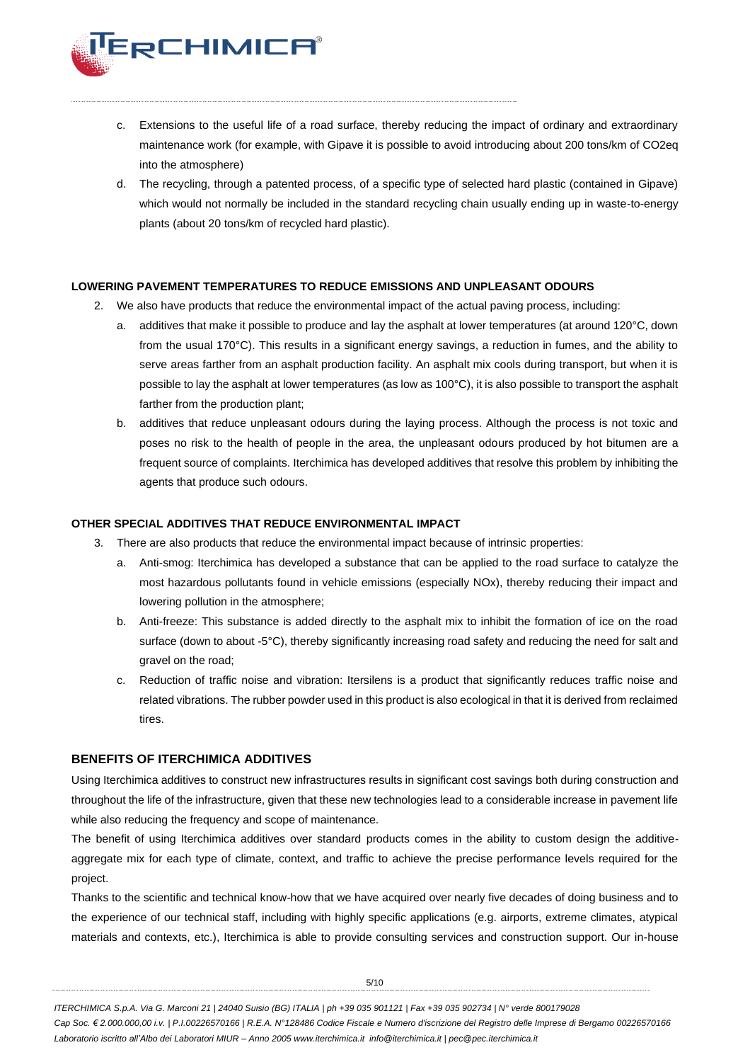c. Extensions to the useful life of a road surface, thereby reducing the impact of ordinary and extraordinary maintenance work (for example, with Gipave it is possible to avoid introducing about 200 tons/km of CO2eq into the atmosphere)

d. The recycling, through a patented process, of a specific type of selected hard plastic (contained in Gipave) which would not normally be included in the standard recycling chain usually ending up in waste-to-energy plants (about 20 tons/km of recycled hard plastic).

**LOWERING PAVEMENT TEMPERATURES TO REDUCE EMISSIONS AND UNPLEASANT ODOURS**

2. We also have products that reduce the environmental impact of the actual paving process, including:
   a. additives that make it possible to produce and lay the asphalt at lower temperatures (at around 120°C, down from the usual 170°C). This results in a significant energy savings, a reduction in fumes, and the ability to serve areas farther from an asphalt production facility. An asphalt mix cools during transport, but when it is possible to lay the asphalt at lower temperatures (as low as 100°C), it is also possible to transport the asphalt farther from the production plant;
   b. additives that reduce unpleasant odours during the laying process. Although the process is not toxic and poses no risk to the health of people in the area, the unpleasant odours produced by hot bitumen are a frequent source of complaints. Iterchimica has developed additives that resolve this problem by inhibiting the agents that produce such odours.

**OTHER SPECIAL ADDITIVES THAT REDUCE ENVIRONMENTAL IMPACT**

3. There are also products that reduce the environmental impact because of intrinsic properties:
   a. Anti-smog: Iterchimica has developed a substance that can be applied to the road surface to catalyze the most hazardous pollutants found in vehicle emissions (especially NOx), thereby reducing their impact and lowering pollution in the atmosphere;
   b. Anti-freeze: This substance is added directly to the asphalt mix to inhibit the formation of ice on the road surface (down to about -5°C), thereby significantly increasing road safety and reducing the need for salt and gravel on the road;
   c. Reduction of traffic noise and vibration: Itersilens is a product that significantly reduces traffic noise and related vibrations. The rubber powder used in this product is also ecological in that it is derived from reclaimed tires.

## BENEFITS OF ITERCHIMICA ADDITIVES

Using Iterchimica additives to construct new infrastructures results in significant cost savings both during construction and throughout the life of the infrastructure, given that these new technologies lead to a considerable increase in pavement life while also reducing the frequency and scope of maintenance.

The benefit of using Iterchimica additives over standard products comes in the ability to custom design the additive-aggregate mix for each type of climate, context, and traffic to achieve the precise performance levels required for the project.

Thanks to the scientific and technical know-how that we have acquired over nearly five decades of doing business and to the experience of our technical staff, including with highly specific applications (e.g. airports, extreme climates, atypical materials and contexts, etc.), Iterchimica is able to provide consulting services and construction support. Our in-house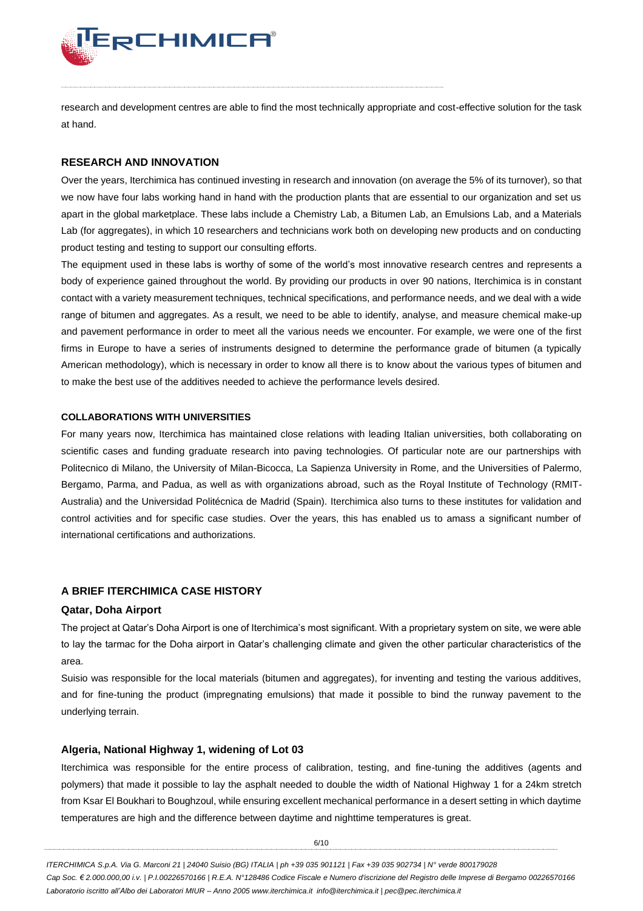research and development centres are able to find the most technically appropriate and cost-effective solution for the task at hand.

## RESEARCH AND INNOVATION

Over the years, Iterchimica has continued investing in research and innovation (on average the 5% of its turnover), so that we now have four labs working hand in hand with the production plants that are essential to our organization and set us apart in the global marketplace. These labs include a Chemistry Lab, a Bitumen Lab, an Emulsions Lab, and a Materials Lab (for aggregates), in which 10 researchers and technicians work both on developing new products and on conducting product testing and testing to support our consulting efforts.

The equipment used in these labs is worthy of some of the world's most innovative research centres and represents a body of experience gained throughout the world. By providing our products in over 90 nations, Iterchimica is in constant contact with a variety measurement techniques, technical specifications, and performance needs, and we deal with a wide range of bitumen and aggregates. As a result, we need to be able to identify, analyse, and measure chemical make-up and pavement performance in order to meet all the various needs we encounter. For example, we were one of the first firms in Europe to have a series of instruments designed to determine the performance grade of bitumen (a typically American methodology), which is necessary in order to know all there is to know about the various types of bitumen and to make the best use of the additives needed to achieve the performance levels desired.

### COLLABORATIONS WITH UNIVERSITIES

For many years now, Iterchimica has maintained close relations with leading Italian universities, both collaborating on scientific cases and funding graduate research into paving technologies. Of particular note are our partnerships with Politecnico di Milano, the University of Milan-Bicocca, La Sapienza University in Rome, and the Universities of Palermo, Bergamo, Parma, and Padua, as well as with organizations abroad, such as the Royal Institute of Technology (RMIT-Australia) and the Universidad Politécnica de Madrid (Spain). Iterchimica also turns to these institutes for validation and control activities and for specific case studies. Over the years, this has enabled us to amass a significant number of international certifications and authorizations.

## A BRIEF ITERCHIMICA CASE HISTORY

### Qatar, Doha Airport

The project at Qatar's Doha Airport is one of Iterchimica's most significant. With a proprietary system on site, we were able to lay the tarmac for the Doha airport in Qatar's challenging climate and given the other particular characteristics of the area.

Suisio was responsible for the local materials (bitumen and aggregates), for inventing and testing the various additives, and for fine-tuning the product (impregnating emulsions) that made it possible to bind the runway pavement to the underlying terrain.

### Algeria, National Highway 1, widening of Lot 03

Iterchimica was responsible for the entire process of calibration, testing, and fine-tuning the additives (agents and polymers) that made it possible to lay the asphalt needed to double the width of National Highway 1 for a 24km stretch from Ksar El Boukhari to Boughzoul, while ensuring excellent mechanical performance in a desert setting in which daytime temperatures are high and the difference between daytime and nighttime temperatures is great.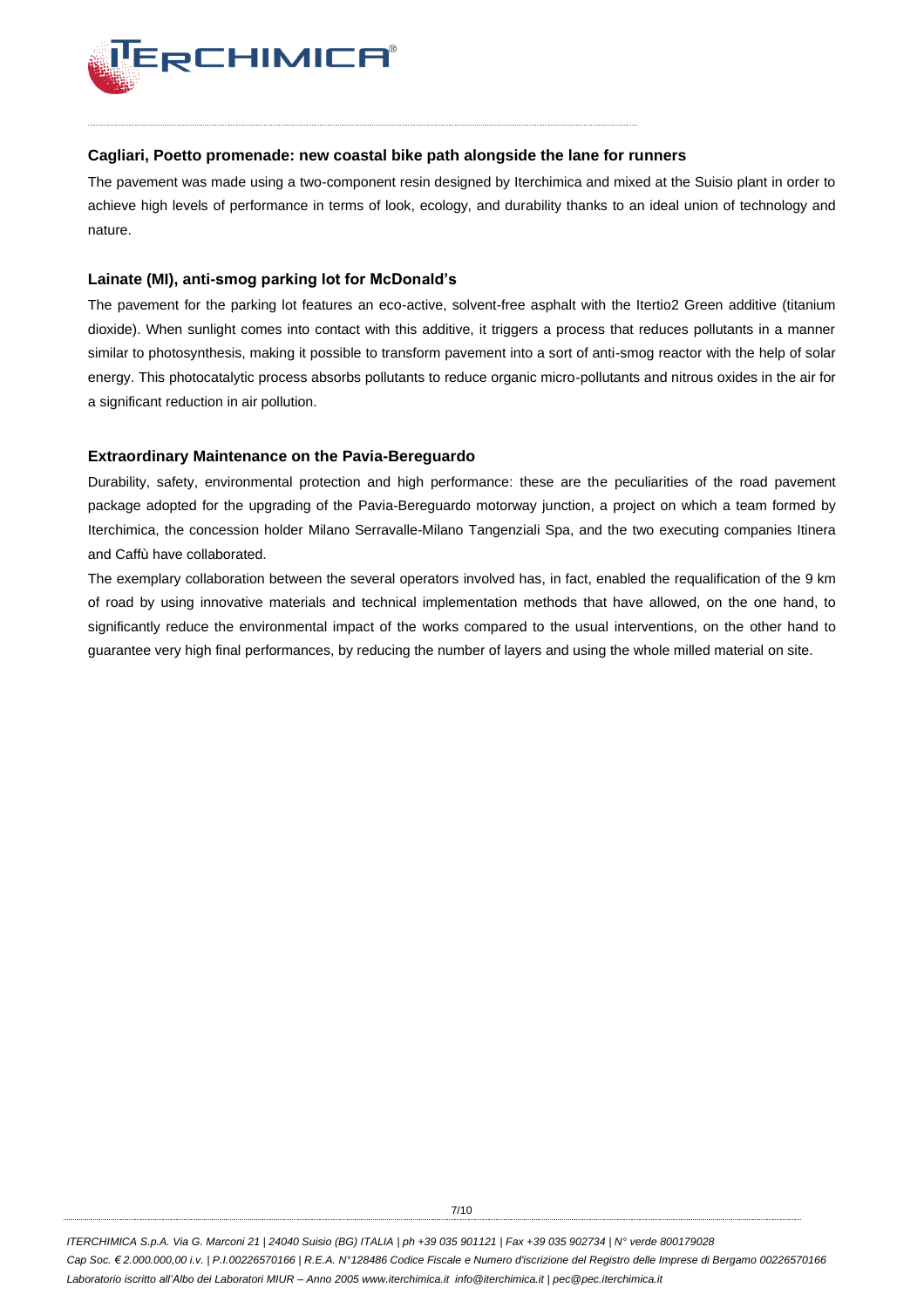### Cagliari, Poetto promenade: new coastal bike path alongside the lane for runners

The pavement was made using a two-component resin designed by Iterchimica and mixed at the Suisio plant in order to achieve high levels of performance in terms of look, ecology, and durability thanks to an ideal union of technology and nature.

### Lainate (MI), anti-smog parking lot for McDonald's

The pavement for the parking lot features an eco-active, solvent-free asphalt with the Itertio2 Green additive (titanium dioxide). When sunlight comes into contact with this additive, it triggers a process that reduces pollutants in a manner similar to photosynthesis, making it possible to transform pavement into a sort of anti-smog reactor with the help of solar energy. This photocatalytic process absorbs pollutants to reduce organic micro-pollutants and nitrous oxides in the air for a significant reduction in air pollution.

### Extraordinary Maintenance on the Pavia-Bereguardo

Durability, safety, environmental protection and high performance: these are the peculiarities of the road pavement package adopted for the upgrading of the Pavia-Bereguardo motorway junction, a project on which a team formed by Iterchimica, the concession holder Milano Serravalle-Milano Tangenziali Spa, and the two executing companies Itinera and Caffù have collaborated.

The exemplary collaboration between the several operators involved has, in fact, enabled the requalification of the 9 km of road by using innovative materials and technical implementation methods that have allowed, on the one hand, to significantly reduce the environmental impact of the works compared to the usual interventions, on the other hand to guarantee very high final performances, by reducing the number of layers and using the whole milled material on site.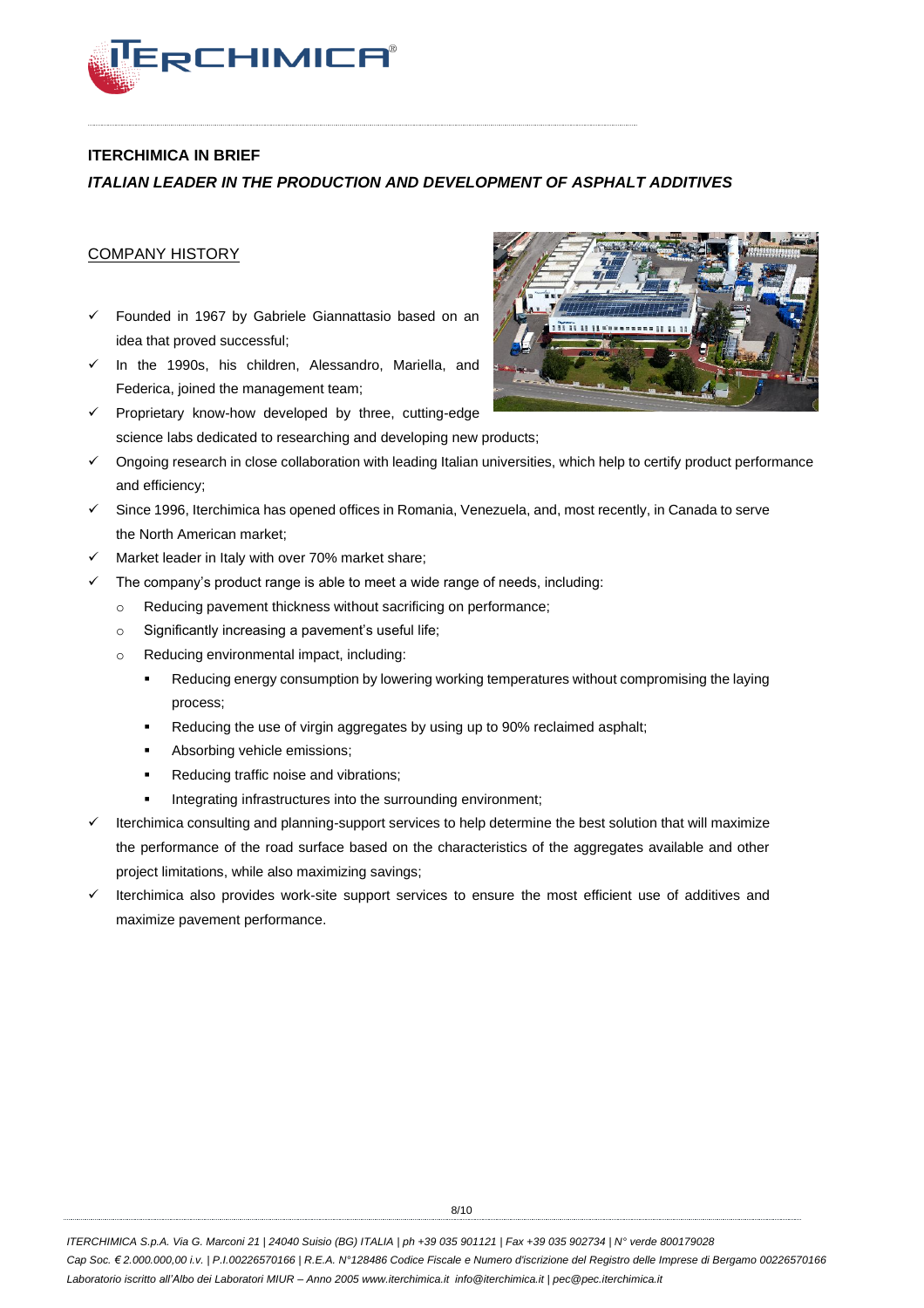## ITERCHIMICA IN BRIEF

### *ITALIAN LEADER IN THE PRODUCTION AND DEVELOPMENT OF ASPHALT ADDITIVES*

COMPANY HISTORY

- ✓ Founded in 1967 by Gabriele Giannattasio based on an idea that proved successful;
- ✓ In the 1990s, his children, Alessandro, Mariella, and Federica, joined the management team;
- ✓ Proprietary know-how developed by three, cutting-edge science labs dedicated to researching and developing new products;
- ✓ Ongoing research in close collaboration with leading Italian universities, which help to certify product performance and efficiency;
- ✓ Since 1996, Iterchimica has opened offices in Romania, Venezuela, and, most recently, in Canada to serve the North American market;
- ✓ Market leader in Italy with over 70% market share;
- ✓ The company's product range is able to meet a wide range of needs, including:
  - Reducing pavement thickness without sacrificing on performance;
  - Significantly increasing a pavement's useful life;
  - Reducing environmental impact, including:
    - Reducing energy consumption by lowering working temperatures without compromising the laying process;
    - Reducing the use of virgin aggregates by using up to 90% reclaimed asphalt;
    - Absorbing vehicle emissions;
    - Reducing traffic noise and vibrations;
    - Integrating infrastructures into the surrounding environment;
- ✓ Iterchimica consulting and planning-support services to help determine the best solution that will maximize the performance of the road surface based on the characteristics of the aggregates available and other project limitations, while also maximizing savings;
- ✓ Iterchimica also provides work-site support services to ensure the most efficient use of additives and maximize pavement performance.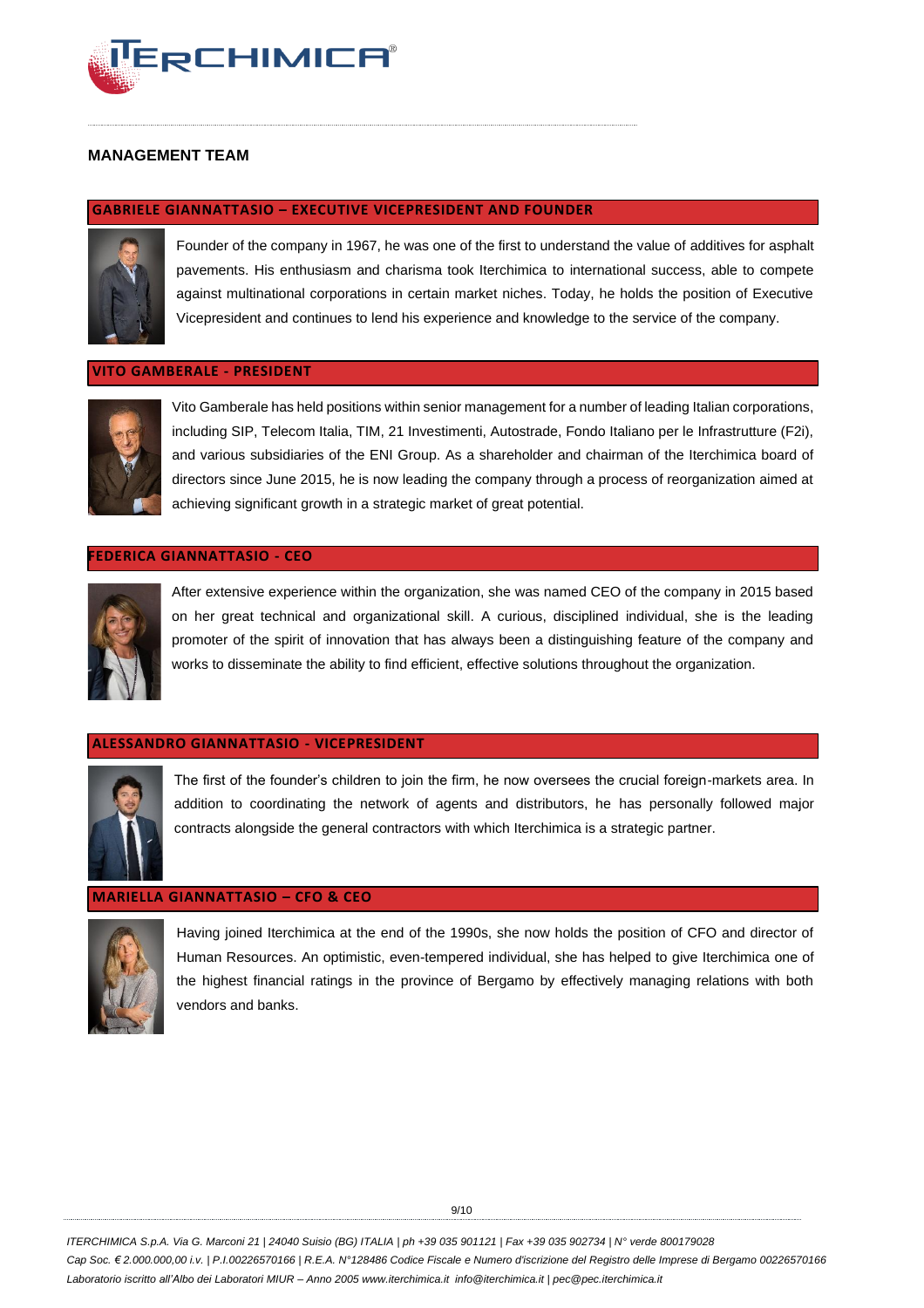## MANAGEMENT TEAM

### GABRIELE GIANNATTASIO – EXECUTIVE VICEPRESIDENT AND FOUNDER

Founder of the company in 1967, he was one of the first to understand the value of additives for asphalt pavements. His enthusiasm and charisma took Iterchimica to international success, able to compete against multinational corporations in certain market niches. Today, he holds the position of Executive Vicepresident and continues to lend his experience and knowledge to the service of the company.

### VITO GAMBERALE - PRESIDENT

Vito Gamberale has held positions within senior management for a number of leading Italian corporations, including SIP, Telecom Italia, TIM, 21 Investimenti, Autostrade, Fondo Italiano per le Infrastrutture (F2i), and various subsidiaries of the ENI Group. As a shareholder and chairman of the Iterchimica board of directors since June 2015, he is now leading the company through a process of reorganization aimed at achieving significant growth in a strategic market of great potential.

### FEDERICA GIANNATTASIO - CEO

After extensive experience within the organization, she was named CEO of the company in 2015 based on her great technical and organizational skill. A curious, disciplined individual, she is the leading promoter of the spirit of innovation that has always been a distinguishing feature of the company and works to disseminate the ability to find efficient, effective solutions throughout the organization.

### ALESSANDRO GIANNATTASIO - VICEPRESIDENT

The first of the founder's children to join the firm, he now oversees the crucial foreign-markets area. In addition to coordinating the network of agents and distributors, he has personally followed major contracts alongside the general contractors with which Iterchimica is a strategic partner.

### MARIELLA GIANNATTASIO – CFO & CEO

Having joined Iterchimica at the end of the 1990s, she now holds the position of CFO and director of Human Resources. An optimistic, even-tempered individual, she has helped to give Iterchimica one of the highest financial ratings in the province of Bergamo by effectively managing relations with both vendors and banks.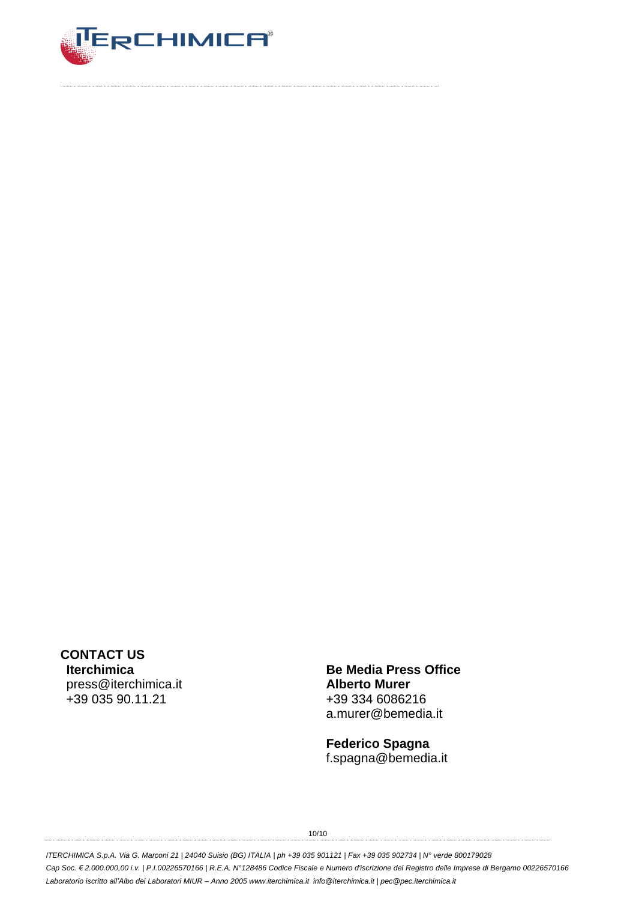**CONTACT US**

**Iterchimica**
press@iterchimica.it
+39 035 90.11.21

**Be Media Press Office**
**Alberto Murer**
+39 334 6086216
a.murer@bemedia.it

**Federico Spagna**
f.spagna@bemedia.it